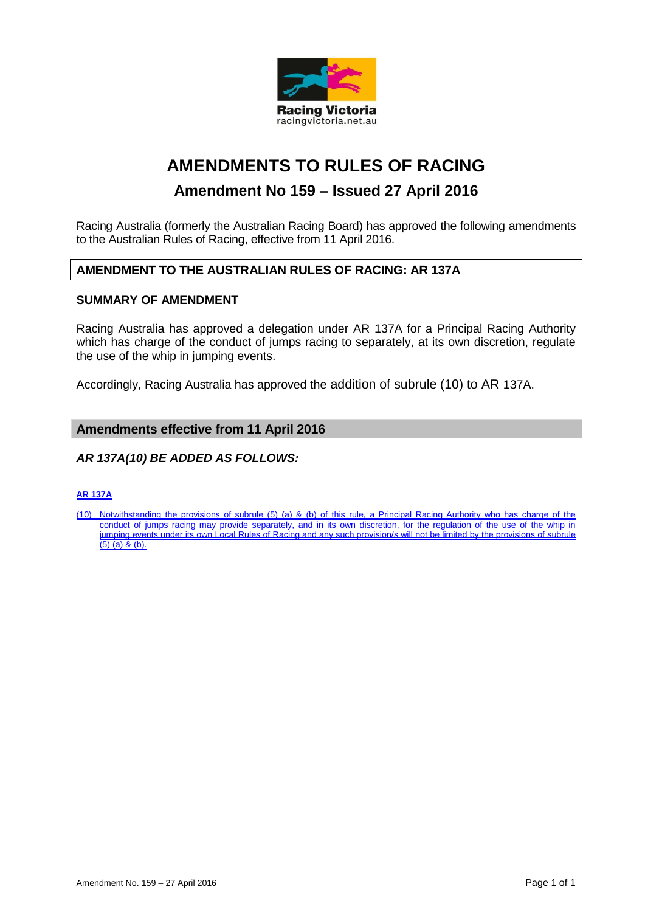Racing Victoria
racingvictoria.net.au

# AMENDMENTS TO RULES OF RACING

## Amendment No 159 – Issued 27 April 2016

Racing Australia (formerly the Australian Racing Board) has approved the following amendments to the Australian Rules of Racing, effective from 11 April 2016.

### AMENDMENT TO THE AUSTRALIAN RULES OF RACING: AR 137A

**SUMMARY OF AMENDMENT**

Racing Australia has approved a delegation under AR 137A for a Principal Racing Authority which has charge of the conduct of jumps racing to separately, at its own discretion, regulate the use of the whip in jumping events.

Accordingly, Racing Australia has approved the addition of subrule (10) to AR 137A.

### Amendments effective from 11 April 2016

***AR 137A(10) BE ADDED AS FOLLOWS:***

**AR 137A**

(10) Notwithstanding the provisions of subrule (5) (a) & (b) of this rule, a Principal Racing Authority who has charge of the conduct of jumps racing may provide separately, and in its own discretion, for the regulation of the use of the whip in jumping events under its own Local Rules of Racing and any such provision/s will not be limited by the provisions of subrule (5) (a) & (b).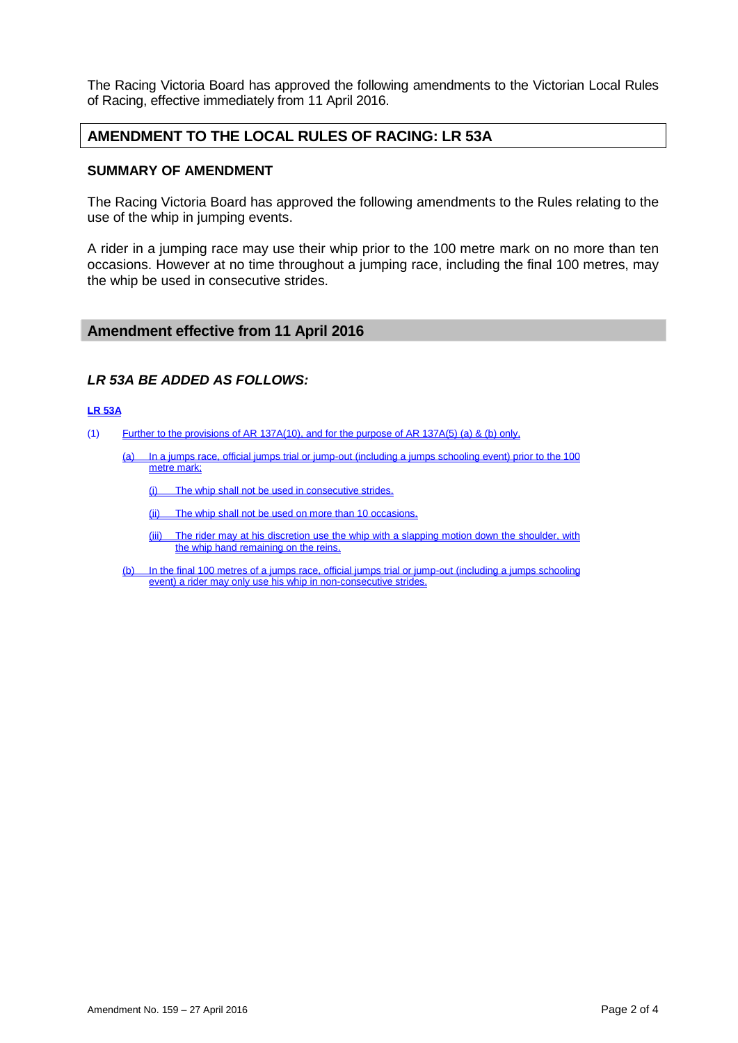The Racing Victoria Board has approved the following amendments to the Victorian Local Rules of Racing, effective immediately from 11 April 2016.

## AMENDMENT TO THE LOCAL RULES OF RACING: LR 53A

### SUMMARY OF AMENDMENT

The Racing Victoria Board has approved the following amendments to the Rules relating to the use of the whip in jumping events.

A rider in a jumping race may use their whip prior to the 100 metre mark on no more than ten occasions. However at no time throughout a jumping race, including the final 100 metres, may the whip be used in consecutive strides.

## Amendment effective from 11 April 2016

### *LR 53A BE ADDED AS FOLLOWS:*

**LR 53A**

(1) Further to the provisions of AR 137A(10), and for the purpose of AR 137A(5) (a) & (b) only,

- (a) In a jumps race, official jumps trial or jump-out (including a jumps schooling event) prior to the 100 metre mark;

  - (i) The whip shall not be used in consecutive strides.

  - (ii) The whip shall not be used on more than 10 occasions.

  - (iii) The rider may at his discretion use the whip with a slapping motion down the shoulder, with the whip hand remaining on the reins.

- (b) In the final 100 metres of a jumps race, official jumps trial or jump-out (including a jumps schooling event) a rider may only use his whip in non-consecutive strides.

Amendment No. 159 – 27 April 2016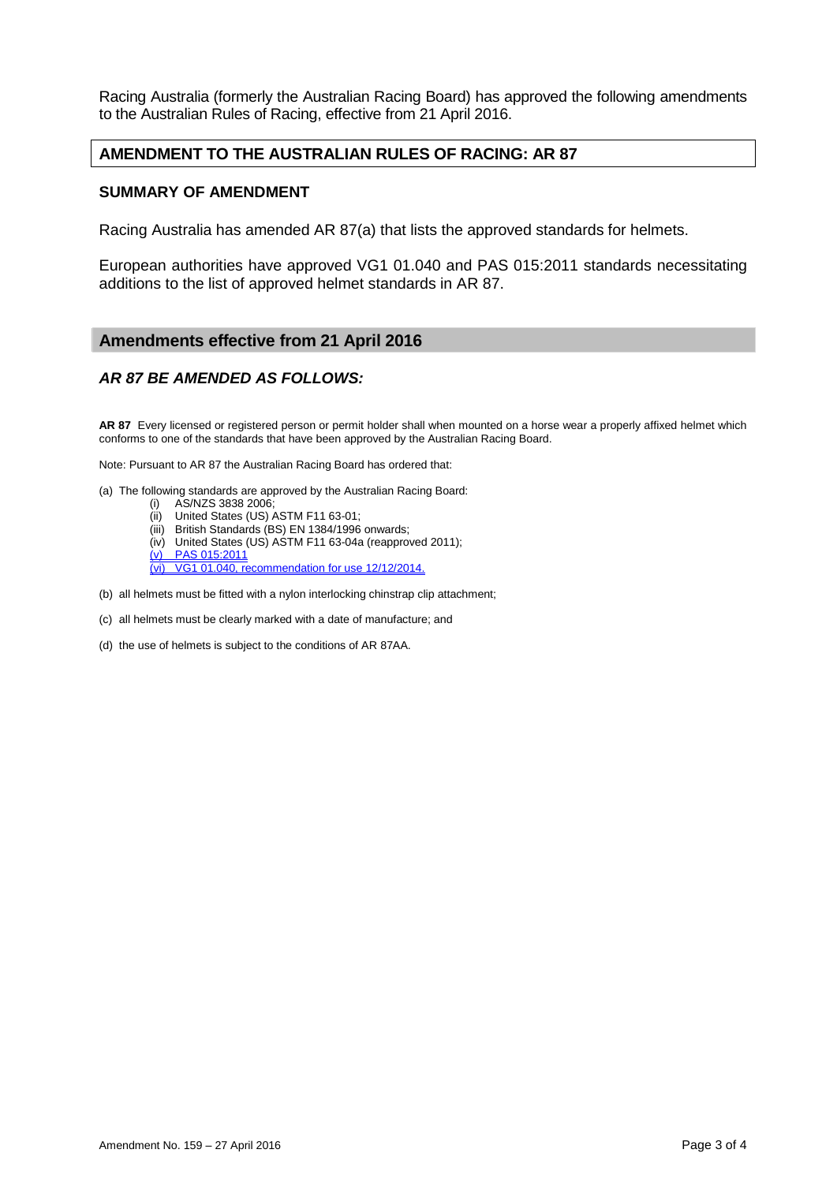Racing Australia (formerly the Australian Racing Board) has approved the following amendments to the Australian Rules of Racing, effective from 21 April 2016.

## AMENDMENT TO THE AUSTRALIAN RULES OF RACING: AR 87

### SUMMARY OF AMENDMENT

Racing Australia has amended AR 87(a) that lists the approved standards for helmets.

European authorities have approved VG1 01.040 and PAS 015:2011 standards necessitating additions to the list of approved helmet standards in AR 87.

## Amendments effective from 21 April 2016

### *AR 87 BE AMENDED AS FOLLOWS:*

**AR 87** Every licensed or registered person or permit holder shall when mounted on a horse wear a properly affixed helmet which conforms to one of the standards that have been approved by the Australian Racing Board.

Note: Pursuant to AR 87 the Australian Racing Board has ordered that:

(a) The following standards are approved by the Australian Racing Board:

- (i) AS/NZS 3838 2006;
- (ii) United States (US) ASTM F11 63-01;
- (iii) British Standards (BS) EN 1384/1996 onwards;
- (iv) United States (US) ASTM F11 63-04a (reapproved 2011);
- (v) PAS 015:2011
- (vi) VG1 01.040, recommendation for use 12/12/2014.

(b) all helmets must be fitted with a nylon interlocking chinstrap clip attachment;

(c) all helmets must be clearly marked with a date of manufacture; and

(d) the use of helmets is subject to the conditions of AR 87AA.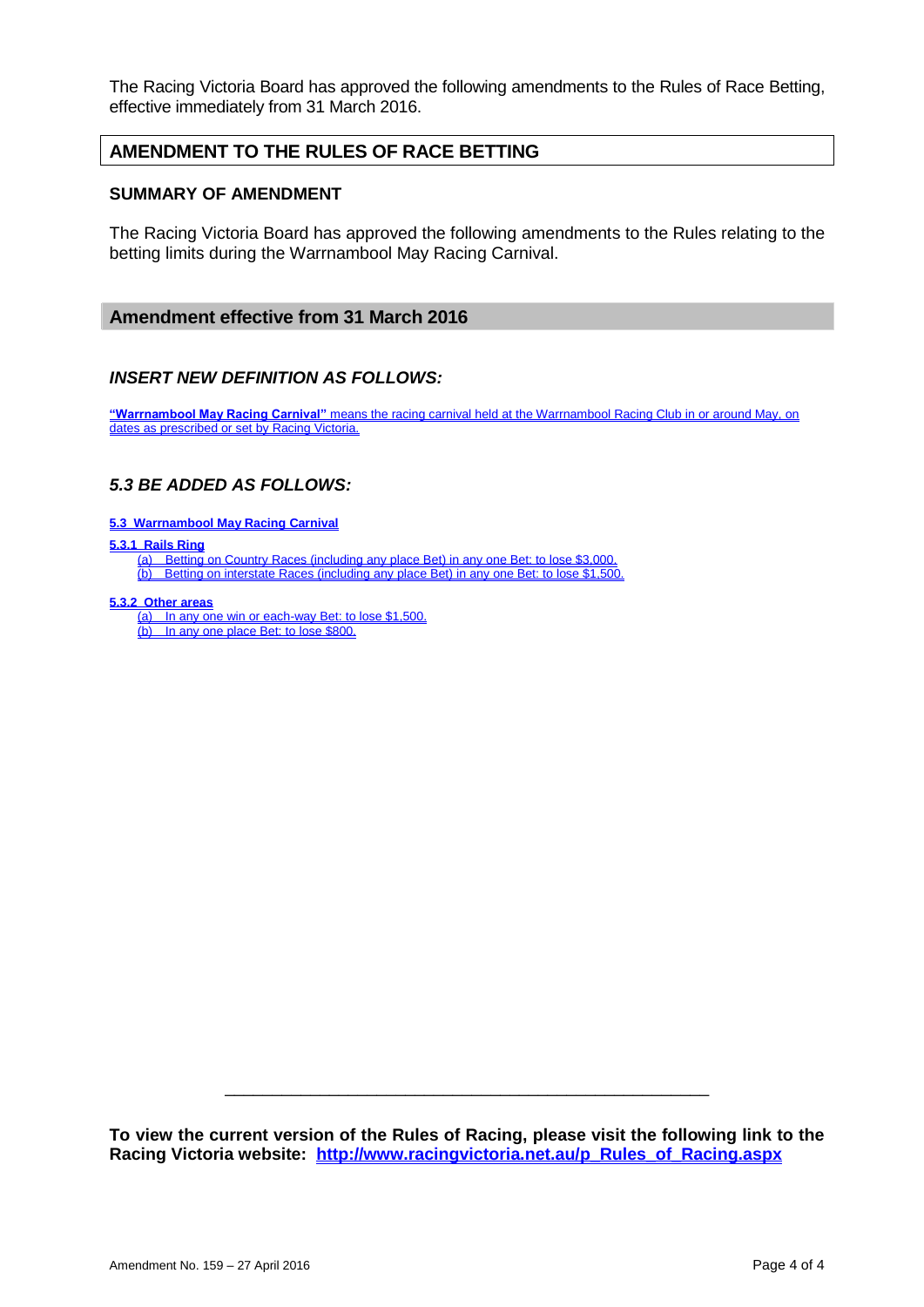The Racing Victoria Board has approved the following amendments to the Rules of Race Betting, effective immediately from 31 March 2016.

## AMENDMENT TO THE RULES OF RACE BETTING

### SUMMARY OF AMENDMENT

The Racing Victoria Board has approved the following amendments to the Rules relating to the betting limits during the Warrnambool May Racing Carnival.

## Amendment effective from 31 March 2016

### *INSERT NEW DEFINITION AS FOLLOWS:*

**"Warrnambool May Racing Carnival"** means the racing carnival held at the Warrnambool Racing Club in or around May, on dates as prescribed or set by Racing Victoria.

### *5.3 BE ADDED AS FOLLOWS:*

**5.3 Warrnambool May Racing Carnival**

**5.3.1 Rails Ring**

(a) Betting on Country Races (including any place Bet) in any one Bet: to lose $3,000.
(b) Betting on interstate Races (including any place Bet) in any one Bet: to lose $1,500.

**5.3.2 Other areas**

(a) In any one win or each-way Bet: to lose $1,500.
(b) In any one place Bet: to lose $800.

---

**To view the current version of the Rules of Racing, please visit the following link to the Racing Victoria website: http://www.racingvictoria.net.au/p_Rules_of_Racing.aspx**

Amendment No. 159 – 27 April 2016